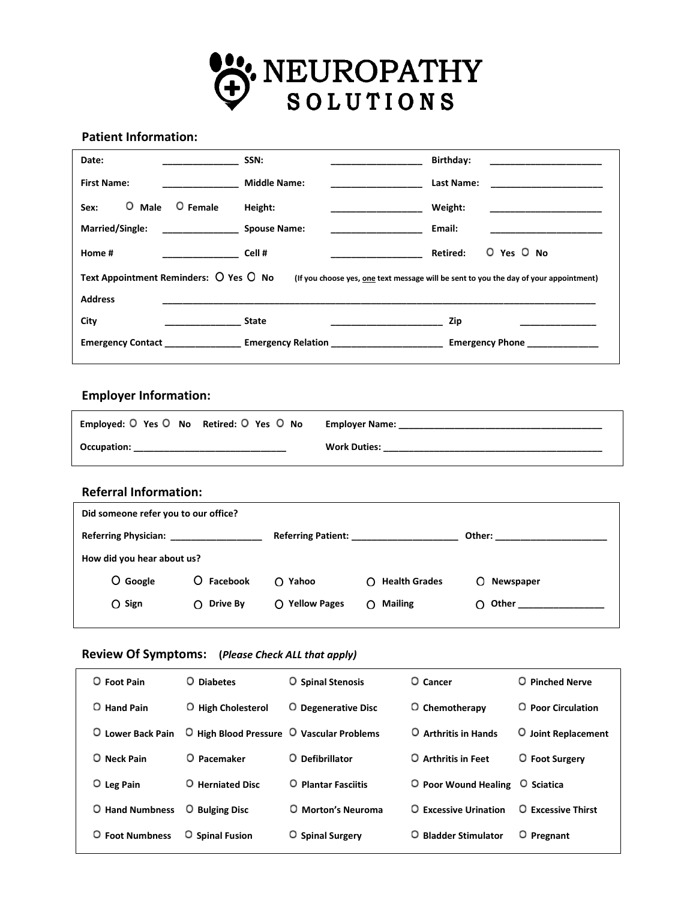# NEUROPATHY SOLUTIONS

## Patient Information:

| | | | | | |
|---|---|---|---|---|---|
| **Date:** | ______________ | **SSN:** | _________________ | **Birthday:** | _____________________ |
| **First Name:** | ______________ | **Middle Name:** | _________________ | **Last Name:** | _____________________ |
| **Sex:** | O **Male** O **Female** | **Height:** | _________________ | **Weight:** | _____________________ |
| **Married/Single:** | ______________ | **Spouse Name:** | _________________ | **Email:** | _____________________ |
| **Home #** | ______________ | **Cell #** | _________________ | **Retired:** | O **Yes** O **No** |

**Text Appointment Reminders:** O **Yes** O **No** **(If you choose yes, one text message will be sent to you the day of your appointment)**

**Address** ________________________________________________________________________________

**City** ______________ **State** _____________________ **Zip** ______________

**Emergency Contact** ______________ **Emergency Relation** _____________________ **Emergency Phone** _____________

## Employer Information:

**Employed:** O **Yes** O **No** **Retired:** O **Yes** O **No** **Employer Name:** _______________________________________

**Occupation:** _____________________________ **Work Duties:** ___________________________________________

## Referral Information:

**Did someone refer you to our office?**

**Referring Physician:** _________________ **Referring Patient:** ____________________ **Other:** _____________________

**How did you hear about us?**

| | | | | |
|---|---|---|---|---|
| O **Google** | O **Facebook** | O **Yahoo** | O **Health Grades** | O **Newspaper** |
| O **Sign** | O **Drive By** | O **Yellow Pages** | O **Mailing** | O **Other** ________________ |

## Review Of Symptoms: (*Please Check ALL that apply*)

| | | | | |
|---|---|---|---|---|
| O **Foot Pain** | O **Diabetes** | O **Spinal Stenosis** | O **Cancer** | O **Pinched Nerve** |
| O **Hand Pain** | O **High Cholesterol** | O **Degenerative Disc** | O **Chemotherapy** | O **Poor Circulation** |
| O **Lower Back Pain** | O **High Blood Pressure** | O **Vascular Problems** | O **Arthritis in Hands** | O **Joint Replacement** |
| O **Neck Pain** | O **Pacemaker** | O **Defibrillator** | O **Arthritis in Feet** | O **Foot Surgery** |
| O **Leg Pain** | O **Herniated Disc** | O **Plantar Fasciitis** | O **Poor Wound Healing** | O **Sciatica** |
| O **Hand Numbness** | O **Bulging Disc** | O **Morton's Neuroma** | O **Excessive Urination** | O **Excessive Thirst** |
| O **Foot Numbness** | O **Spinal Fusion** | O **Spinal Surgery** | O **Bladder Stimulator** | O **Pregnant** |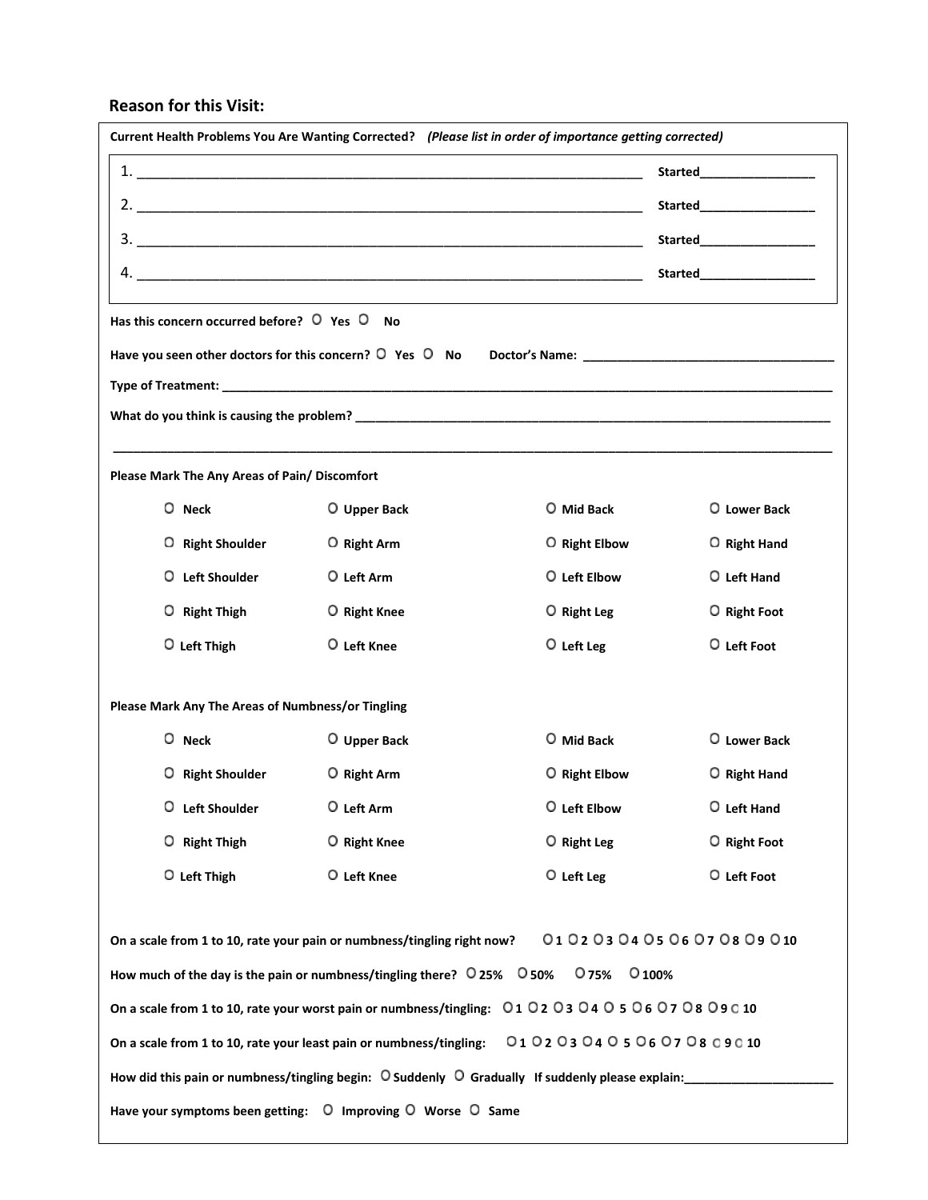## Reason for this Visit:

**Current Health Problems You Are Wanting Corrected?** ***(Please list in order of importance getting corrected)***

1. ______________________________________________________________ **Started**________________
2. ______________________________________________________________ **Started**________________
3. ______________________________________________________________ **Started**________________
4. ______________________________________________________________ **Started**________________

**Has this concern occurred before?** O **Yes** O **No**

**Have you seen other doctors for this concern?** O **Yes** O **No** **Doctor's Name:** ____________________________________

**Type of Treatment:** ____________________________________________________________________________________________

**What do you think is causing the problem?** ______________________________________________________________________

____________________________________________________________________________________________________________

**Please Mark The Any Areas of Pain/ Discomfort**

| | | | |
|---|---|---|---|
| O **Neck** | O **Upper Back** | O **Mid Back** | O **Lower Back** |
| O **Right Shoulder** | O **Right Arm** | O **Right Elbow** | O **Right Hand** |
| O **Left Shoulder** | O **Left Arm** | O **Left Elbow** | O **Left Hand** |
| O **Right Thigh** | O **Right Knee** | O **Right Leg** | O **Right Foot** |
| O **Left Thigh** | O **Left Knee** | O **Left Leg** | O **Left Foot** |

**Please Mark Any The Areas of Numbness/or Tingling**

| | | | |
|---|---|---|---|
| O **Neck** | O **Upper Back** | O **Mid Back** | O **Lower Back** |
| O **Right Shoulder** | O **Right Arm** | O **Right Elbow** | O **Right Hand** |
| O **Left Shoulder** | O **Left Arm** | O **Left Elbow** | O **Left Hand** |
| O **Right Thigh** | O **Right Knee** | O **Right Leg** | O **Right Foot** |
| O **Left Thigh** | O **Left Knee** | O **Left Leg** | O **Left Foot** |

**On a scale from 1 to 10, rate your pain or numbness/tingling right now?** O**1** O**2** O**3** O**4** O**5** O**6** O**7** O**8** O**9** O**10**

**How much of the day is the pain or numbness/tingling there?** O**25%** O**50%** O**75%** O**100%**

**On a scale from 1 to 10, rate your worst pain or numbness/tingling:** O**1** O**2** O**3** O**4** O **5** O**6** O**7** O**8** O**9** O **10**

**On a scale from 1 to 10, rate your least pain or numbness/tingling:** O**1** O**2** O**3** O**4** O **5** O**6** O**7** O**8** O**9** O **10**

**How did this pain or numbness/tingling begin:** O**Suddenly** O **Gradually** **If suddenly please explain:**______________________

**Have your symptoms been getting:** O **Improving** O **Worse** O **Same**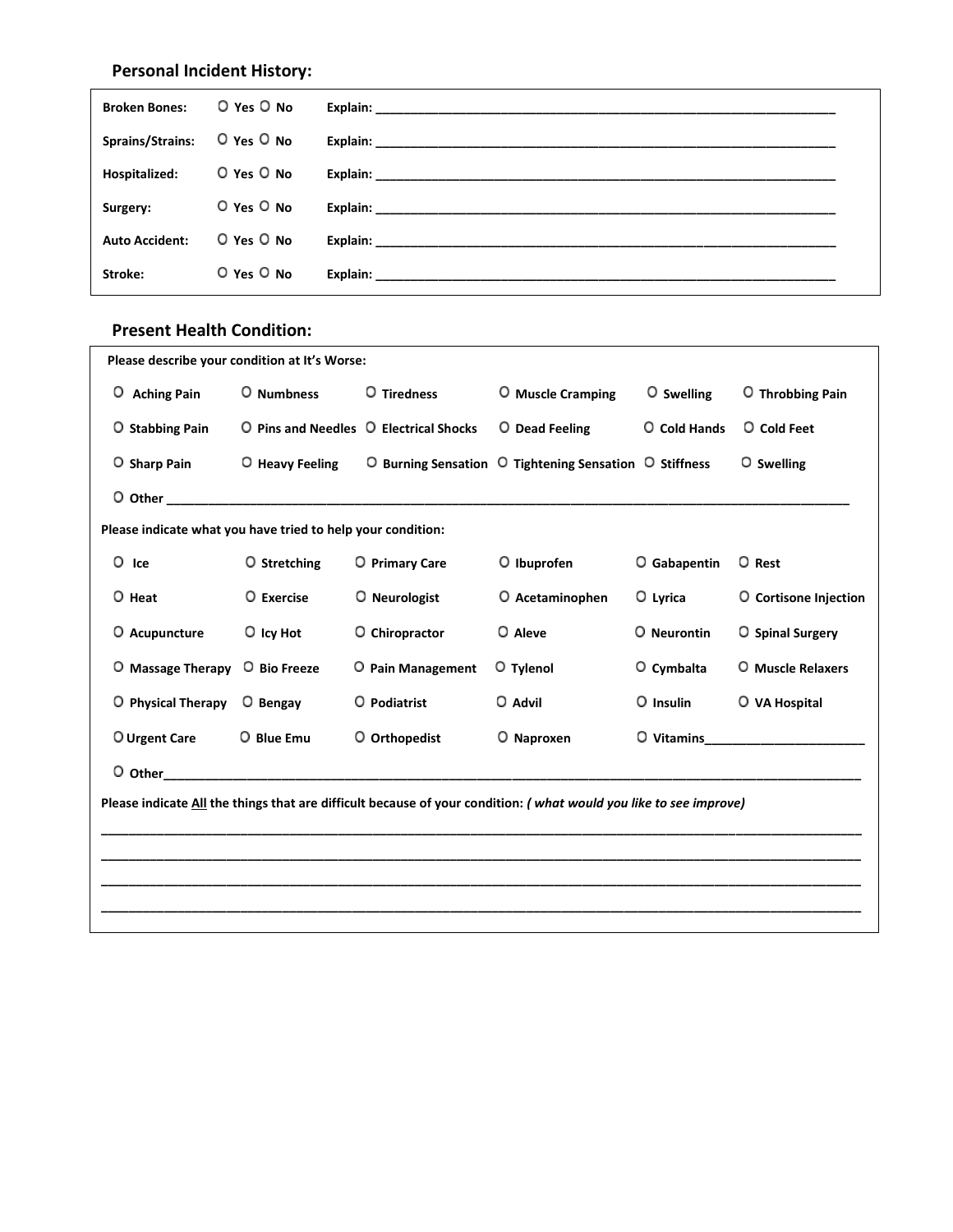## Personal Incident History:

| | | |
|---|---|---|
| **Broken Bones:** | O Yes O No | **Explain:** ____________________ |
| **Sprains/Strains:** | O Yes O No | **Explain:** ____________________ |
| **Hospitalized:** | O Yes O No | **Explain:** ____________________ |
| **Surgery:** | O Yes O No | **Explain:** ____________________ |
| **Auto Accident:** | O Yes O No | **Explain:** ____________________ |
| **Stroke:** | O Yes O No | **Explain:** ____________________ |

## Present Health Condition:

**Please describe your condition at It's Worse:**

| | | | | | |
|---|---|---|---|---|---|
| O Aching Pain | O Numbness | O Tiredness | O Muscle Cramping | O Swelling | O Throbbing Pain |
| O Stabbing Pain | O Pins and Needles | O Electrical Shocks | O Dead Feeling | O Cold Hands | O Cold Feet |
| O Sharp Pain | O Heavy Feeling | O Burning Sensation | O Tightening Sensation | O Stiffness | O Swelling |

O Other ____________________

**Please indicate what you have tried to help your condition:**

| | | | | | |
|---|---|---|---|---|---|
| O Ice | O Stretching | O Primary Care | O Ibuprofen | O Gabapentin | O Rest |
| O Heat | O Exercise | O Neurologist | O Acetaminophen | O Lyrica | O Cortisone Injection |
| O Acupuncture | O Icy Hot | O Chiropractor | O Aleve | O Neurontin | O Spinal Surgery |
| O Massage Therapy | O Bio Freeze | O Pain Management | O Tylenol | O Cymbalta | O Muscle Relaxers |
| O Physical Therapy | O Bengay | O Podiatrist | O Advil | O Insulin | O VA Hospital |
| O Urgent Care | O Blue Emu | O Orthopedist | O Naproxen | O Vitamins____________ | |

O Other____________________

**Please indicate All the things that are difficult because of your condition:** ***( what would you like to see improve)***

____________________

____________________

____________________

____________________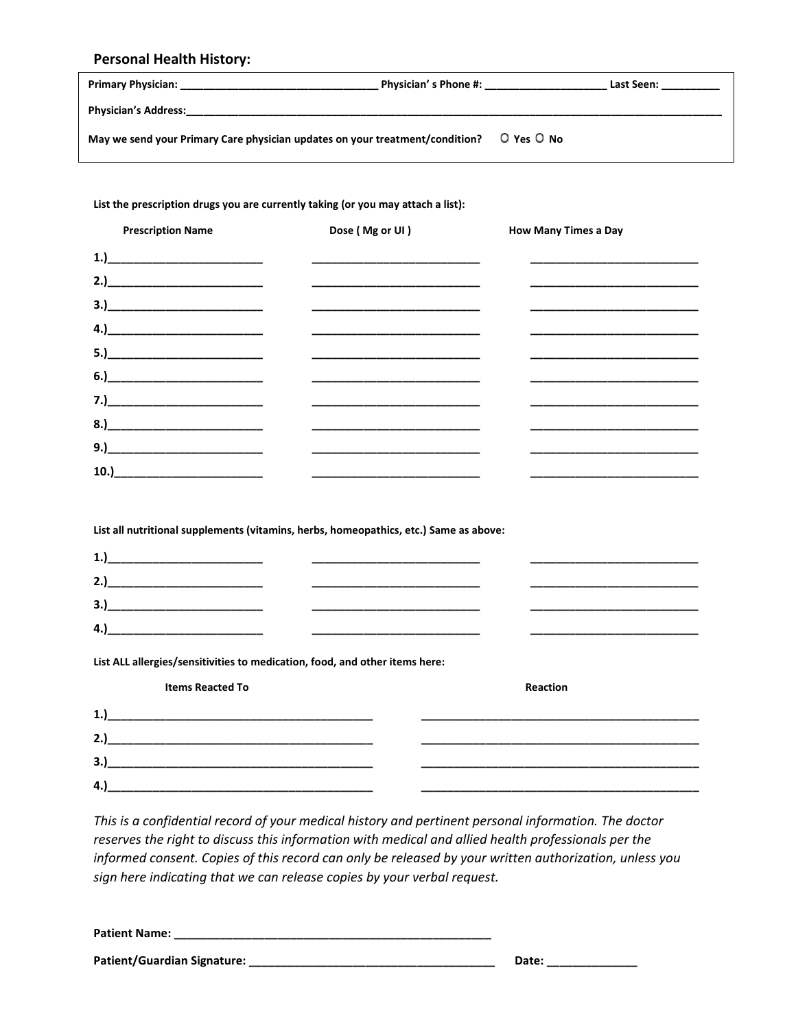## Personal Health History:

**Primary Physician:** _________________________________ **Physician' s Phone #:** ____________________ **Last Seen:** __________

**Physician's Address:**_______________________________________________________________________________________________

**May we send your Primary Care physician updates on your treatment/condition?** ○ **Yes** ○ **No**

**List the prescription drugs you are currently taking (or you may attach a list):**

| Prescription Name | Dose ( Mg or UI ) | How Many Times a Day |
|---|---|---|
| 1.)________________________ | __________________________ | __________________________ |
| 2.)________________________ | __________________________ | __________________________ |
| 3.)________________________ | __________________________ | __________________________ |
| 4.)________________________ | __________________________ | __________________________ |
| 5.)________________________ | __________________________ | __________________________ |
| 6.)________________________ | __________________________ | __________________________ |
| 7.)________________________ | __________________________ | __________________________ |
| 8.)________________________ | __________________________ | __________________________ |
| 9.)________________________ | __________________________ | __________________________ |
| 10.)_______________________ | __________________________ | __________________________ |

**List all nutritional supplements (vitamins, herbs, homeopathics, etc.) Same as above:**

| | | |
|---|---|---|
| 1.)________________________ | __________________________ | __________________________ |
| 2.)________________________ | __________________________ | __________________________ |
| 3.)________________________ | __________________________ | __________________________ |
| 4.)________________________ | __________________________ | __________________________ |

**List ALL allergies/sensitivities to medication, food, and other items here:**

| Items Reacted To | Reaction |
|---|---|
| 1.)_________________________________________ | ___________________________________________ |
| 2.)_________________________________________ | ___________________________________________ |
| 3.)_________________________________________ | ___________________________________________ |
| 4.)_________________________________________ | ___________________________________________ |

*This is a confidential record of your medical history and pertinent personal information. The doctor reserves the right to discuss this information with medical and allied health professionals per the informed consent. Copies of this record can only be released by your written authorization, unless you sign here indicating that we can release copies by your verbal request.*

**Patient Name:** _________________________________________________

**Patient/Guardian Signature:** ______________________________________ **Date:** _____________